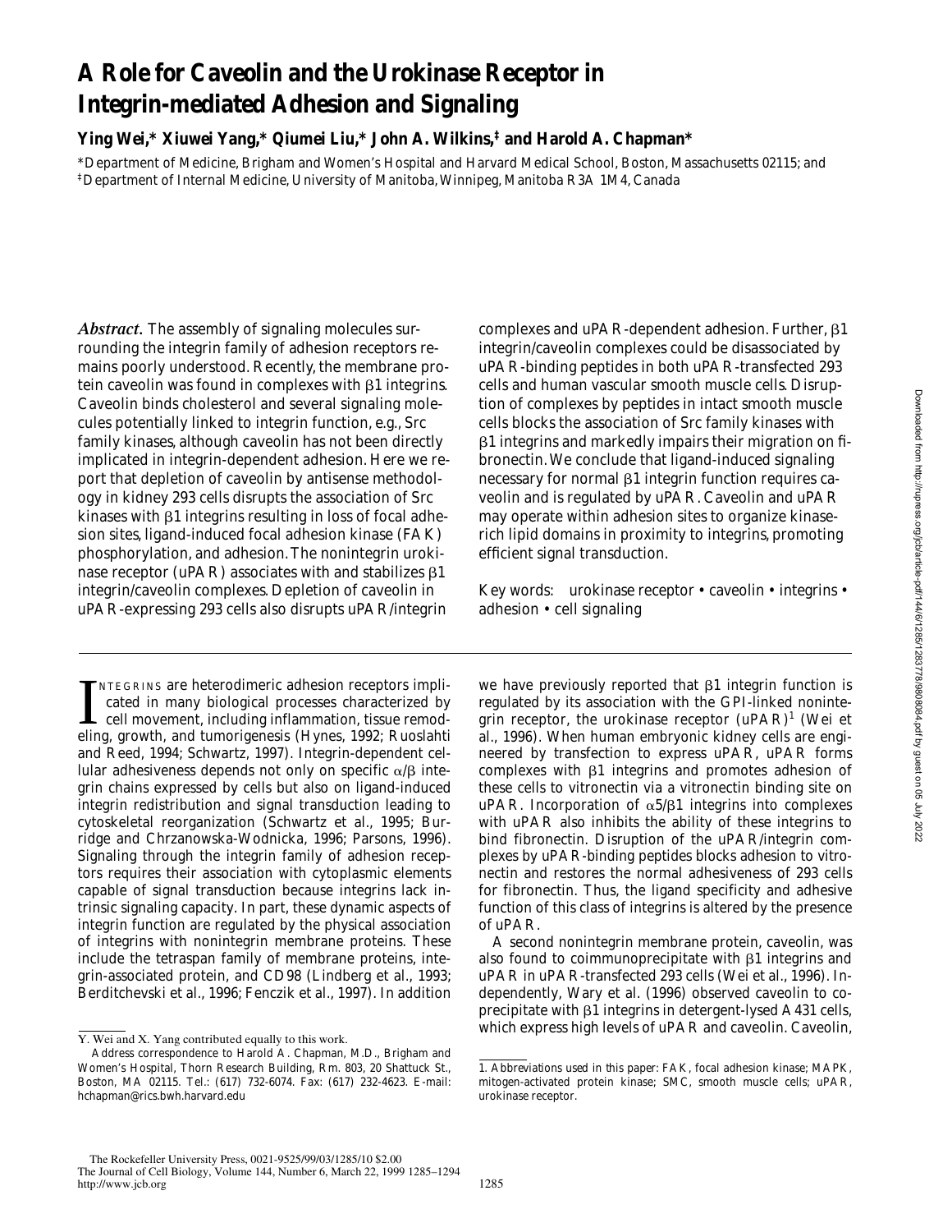# A Role for Caveolin and the Urokinase Receptor in Integrin-mediated Adhesion and Signaling

**Ying Wei,\* Xiuwei Yang,\* Qiumei Liu,\* John A. Wilkins,‡ and Harold A. Chapman\***

\*Department of Medicine, Brigham and Women's Hospital and Harvard Medical School, Boston, Massachusetts 02115; and ‡Department of Internal Medicine, University of Manitoba, Winnipeg, Manitoba R3A 1M4, Canada

***Abstract.*** The assembly of signaling molecules surrounding the integrin family of adhesion receptors remains poorly understood. Recently, the membrane protein caveolin was found in complexes with β1 integrins. Caveolin binds cholesterol and several signaling molecules potentially linked to integrin function, e.g., Src family kinases, although caveolin has not been directly implicated in integrin-dependent adhesion. Here we report that depletion of caveolin by antisense methodology in kidney 293 cells disrupts the association of Src kinases with β1 integrins resulting in loss of focal adhesion sites, ligand-induced focal adhesion kinase (FAK) phosphorylation, and adhesion. The nonintegrin urokinase receptor (uPAR) associates with and stabilizes β1 integrin/caveolin complexes. Depletion of caveolin in uPAR-expressing 293 cells also disrupts uPAR/integrin complexes and uPAR-dependent adhesion. Further, β1 integrin/caveolin complexes could be disassociated by uPAR-binding peptides in both uPAR-transfected 293 cells and human vascular smooth muscle cells. Disruption of complexes by peptides in intact smooth muscle cells blocks the association of Src family kinases with β1 integrins and markedly impairs their migration on fibronectin. We conclude that ligand-induced signaling necessary for normal β1 integrin function requires caveolin and is regulated by uPAR. Caveolin and uPAR may operate within adhesion sites to organize kinase-rich lipid domains in proximity to integrins, promoting efficient signal transduction.

Key words: urokinase receptor • caveolin • integrins • adhesion • cell signaling

Integrins are heterodimeric adhesion receptors implicated in many biological processes characterized by cell movement, including inflammation, tissue remodeling, growth, and tumorigenesis (Hynes, 1992; Ruoslahti and Reed, 1994; Schwartz, 1997). Integrin-dependent cellular adhesiveness depends not only on specific α/β integrin chains expressed by cells but also on ligand-induced integrin redistribution and signal transduction leading to cytoskeletal reorganization (Schwartz et al., 1995; Burridge and Chrzanowska-Wodnicka, 1996; Parsons, 1996). Signaling through the integrin family of adhesion receptors requires their association with cytoplasmic elements capable of signal transduction because integrins lack intrinsic signaling capacity. In part, these dynamic aspects of integrin function are regulated by the physical association of integrins with nonintegrin membrane proteins. These include the tetraspan family of membrane proteins, integrin-associated protein, and CD98 (Lindberg et al., 1993; Berditchevski et al., 1996; Fenczik et al., 1997). In addition we have previously reported that β1 integrin function is regulated by its association with the GPI-linked nonintegrin receptor, the urokinase receptor (uPAR)[1] (Wei et al., 1996). When human embryonic kidney cells are engineered by transfection to express uPAR, uPAR forms complexes with β1 integrins and promotes adhesion of these cells to vitronectin via a vitronectin binding site on uPAR. Incorporation of α5/β1 integrins into complexes with uPAR also inhibits the ability of these integrins to bind fibronectin. Disruption of the uPAR/integrin complexes by uPAR-binding peptides blocks adhesion to vitronectin and restores the normal adhesiveness of 293 cells for fibronectin. Thus, the ligand specificity and adhesive function of this class of integrins is altered by the presence of uPAR.

A second nonintegrin membrane protein, caveolin, was also found to coimmunoprecipitate with β1 integrins and uPAR in uPAR-transfected 293 cells (Wei et al., 1996). Independently, Wary et al. (1996) observed caveolin to coprecipitate with β1 integrins in detergent-lysed A431 cells, which express high levels of uPAR and caveolin. Caveolin,

Y. Wei and X. Yang contributed equally to this work.

Address correspondence to Harold A. Chapman, M.D., Brigham and Women's Hospital, Thorn Research Building, Rm. 803, 20 Shattuck St., Boston, MA 02115. Tel.: (617) 732-6074. Fax: (617) 232-4623. E-mail: hchapman@rics.bwh.harvard.edu

1. Abbreviations used in this paper: FAK, focal adhesion kinase; MAPK, mitogen-activated protein kinase; SMC, smooth muscle cells; uPAR, urokinase receptor.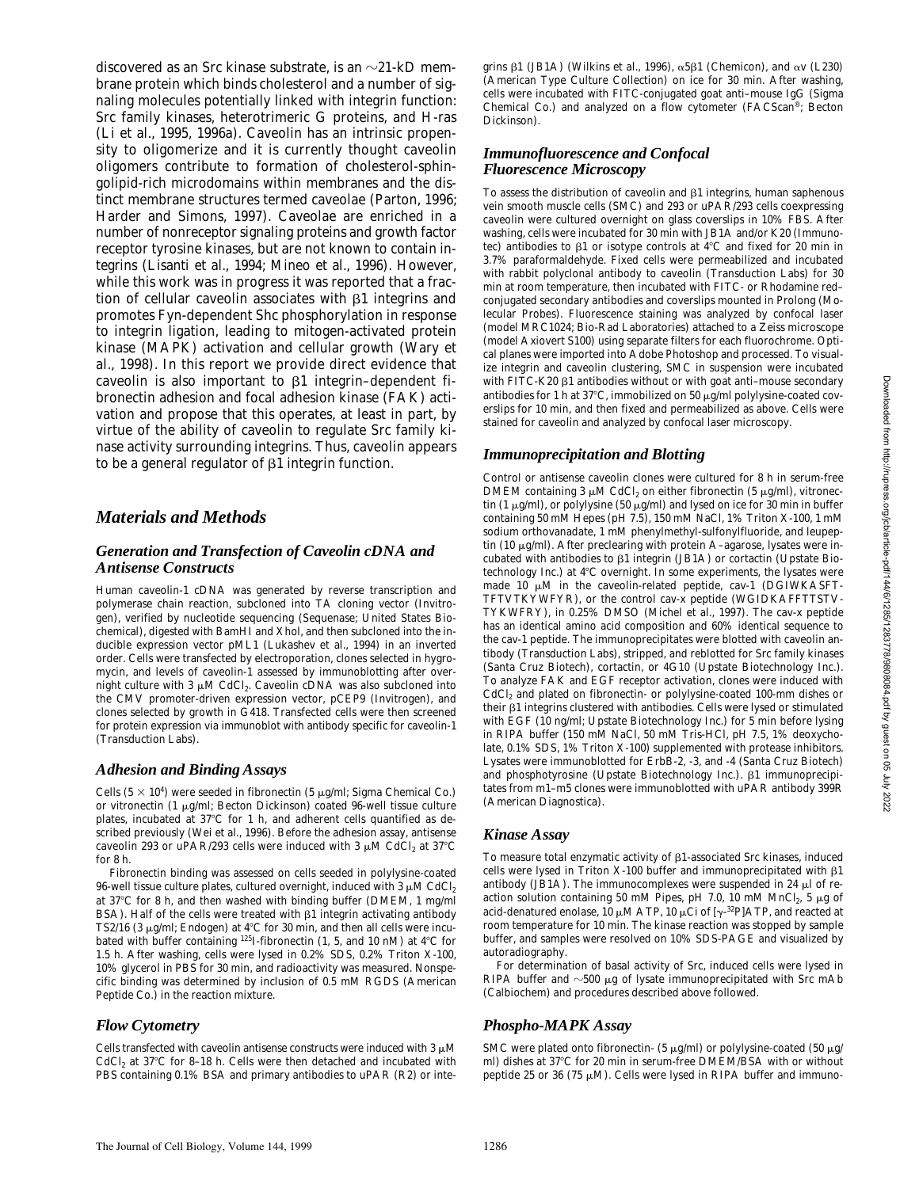discovered as an Src kinase substrate, is an ~21-kD membrane protein which binds cholesterol and a number of signaling molecules potentially linked with integrin function: Src family kinases, heterotrimeric G proteins, and H-ras (Li et al., 1995, 1996a). Caveolin has an intrinsic propensity to oligomerize and it is currently thought caveolin oligomers contribute to formation of cholesterol-sphingolipid-rich microdomains within membranes and the distinct membrane structures termed caveolae (Parton, 1996; Harder and Simons, 1997). Caveolae are enriched in a number of nonreceptor signaling proteins and growth factor receptor tyrosine kinases, but are not known to contain integrins (Lisanti et al., 1994; Mineo et al., 1996). However, while this work was in progress it was reported that a fraction of cellular caveolin associates with β1 integrins and promotes Fyn-dependent Shc phosphorylation in response to integrin ligation, leading to mitogen-activated protein kinase (MAPK) activation and cellular growth (Wary et al., 1998). In this report we provide direct evidence that caveolin is also important to β1 integrin–dependent fibronectin adhesion and focal adhesion kinase (FAK) activation and propose that this operates, at least in part, by virtue of the ability of caveolin to regulate Src family kinase activity surrounding integrins. Thus, caveolin appears to be a general regulator of β1 integrin function.

## Materials and Methods

### Generation and Transfection of Caveolin cDNA and Antisense Constructs

Human caveolin-1 cDNA was generated by reverse transcription and polymerase chain reaction, subcloned into TA cloning vector (Invitrogen), verified by nucleotide sequencing (Sequenase; United States Biochemical), digested with BamHI and XhoI, and then subcloned into the inducible expression vector pML1 (Lukashev et al., 1994) in an inverted order. Cells were transfected by electroporation, clones selected in hygromycin, and levels of caveolin-1 assessed by immunoblotting after overnight culture with 3 μM $CdCl_2$. Caveolin cDNA was also subcloned into the CMV promoter-driven expression vector, pCEP9 (Invitrogen), and clones selected by growth in G418. Transfected cells were then screened for protein expression via immunoblot with antibody specific for caveolin-1 (Transduction Labs).

### Adhesion and Binding Assays

Cells ($5 \times 10^4$) were seeded in fibronectin (5 μg/ml; Sigma Chemical Co.) or vitronectin (1 μg/ml; Becton Dickinson) coated 96-well tissue culture plates, incubated at 37°C for 1 h, and adherent cells quantified as described previously (Wei et al., 1996). Before the adhesion assay, antisense caveolin 293 or uPAR/293 cells were induced with 3 μM $CdCl_2$ at 37°C for 8 h.

Fibronectin binding was assessed on cells seeded in polylysine-coated 96-well tissue culture plates, cultured overnight, induced with 3 μM $CdCl_2$ at 37°C for 8 h, and then washed with binding buffer (DMEM, 1 mg/ml BSA). Half of the cells were treated with β1 integrin activating antibody TS2/16 (3 μg/ml; Endogen) at 4°C for 30 min, and then all cells were incubated with buffer containing $^{125}$I-fibronectin (1, 5, and 10 nM) at 4°C for 1.5 h. After washing, cells were lysed in 0.2% SDS, 0.2% Triton X-100, 10% glycerol in PBS for 30 min, and radioactivity was measured. Nonspecific binding was determined by inclusion of 0.5 mM RGDS (American Peptide Co.) in the reaction mixture.

### Flow Cytometry

Cells transfected with caveolin antisense constructs were induced with 3 μM $CdCl_2$ at 37°C for 8–18 h. Cells were then detached and incubated with PBS containing 0.1% BSA and primary antibodies to uPAR (R2) or integrins β1 (JB1A) (Wilkins et al., 1996), α5β1 (Chemicon), and αv (L230) (American Type Culture Collection) on ice for 30 min. After washing, cells were incubated with FITC-conjugated goat anti–mouse IgG (Sigma Chemical Co.) and analyzed on a flow cytometer (FACScan®; Becton Dickinson).

### Immunofluorescence and Confocal Fluorescence Microscopy

To assess the distribution of caveolin and β1 integrins, human saphenous vein smooth muscle cells (SMC) and 293 or uPAR/293 cells coexpressing caveolin were cultured overnight on glass coverslips in 10% FBS. After washing, cells were incubated for 30 min with JB1A and/or K20 (Immunotec) antibodies to β1 or isotype controls at 4°C and fixed for 20 min in 3.7% paraformaldehyde. Fixed cells were permeabilized and incubated with rabbit polyclonal antibody to caveolin (Transduction Labs) for 30 min at room temperature, then incubated with FITC- or Rhodamine red–conjugated secondary antibodies and coverslips mounted in Prolong (Molecular Probes). Fluorescence staining was analyzed by confocal laser (model MRC1024; Bio-Rad Laboratories) attached to a Zeiss microscope (model Axiovert S100) using separate filters for each fluorochrome. Optical planes were imported into Adobe Photoshop and processed. To visualize integrin and caveolin clustering, SMC in suspension were incubated with FITC-K20 β1 antibodies without or with goat anti–mouse secondary antibodies for 1 h at 37°C, immobilized on 50 μg/ml polylysine-coated coverslips for 10 min, and then fixed and permeabilized as above. Cells were stained for caveolin and analyzed by confocal laser microscopy.

### Immunoprecipitation and Blotting

Control or antisense caveolin clones were cultured for 8 h in serum-free DMEM containing 3 μM $CdCl_2$ on either fibronectin (5 μg/ml), vitronectin (1 μg/ml), or polylysine (50 μg/ml) and lysed on ice for 30 min in buffer containing 50 mM Hepes (pH 7.5), 150 mM NaCl, 1% Triton X-100, 1 mM sodium orthovanadate, 1 mM phenylmethyl-sulfonylfluoride, and leupeptin (10 μg/ml). After preclearing with protein A–agarose, lysates were incubated with antibodies to β1 integrin (JB1A) or cortactin (Upstate Biotechnology Inc.) at 4°C overnight. In some experiments, the lysates were made 10 μM in the caveolin-related peptide, cav-1 (DGIWKASFTTFTVTKYWFYR), or the control cav-x peptide (WGIDKAFFTTSTVTYKWFRY), in 0.25% DMSO (Michel et al., 1997). The cav-x peptide has an identical amino acid composition and 60% identical sequence to the cav-1 peptide. The immunoprecipitates were blotted with caveolin antibody (Transduction Labs), stripped, and reblotted for Src family kinases (Santa Cruz Biotech), cortactin, or 4G10 (Upstate Biotechnology Inc.). To analyze FAK and EGF receptor activation, clones were induced with $CdCl_2$ and plated on fibronectin- or polylysine-coated 100-mm dishes or their β1 integrins clustered with antibodies. Cells were lysed or stimulated with EGF (10 ng/ml; Upstate Biotechnology Inc.) for 5 min before lysing in RIPA buffer (150 mM NaCl, 50 mM Tris-HCl, pH 7.5, 1% deoxycholate, 0.1% SDS, 1% Triton X-100) supplemented with protease inhibitors. Lysates were immunoblotted for ErbB-2, -3, and -4 (Santa Cruz Biotech) and phosphotyrosine (Upstate Biotechnology Inc.). β1 immunoprecipitates from m1–m5 clones were immunoblotted with uPAR antibody 399R (American Diagnostica).

### Kinase Assay

To measure total enzymatic activity of β1-associated Src kinases, induced cells were lysed in Triton X-100 buffer and immunoprecipitated with β1 antibody (JB1A). The immunocomplexes were suspended in 24 μl of reaction solution containing 50 mM Pipes, pH 7.0, 10 mM $MnCl_2$, 5 μg of acid-denatured enolase, 10 μM ATP, 10 μCi of [γ-$^{32}$P]ATP, and reacted at room temperature for 10 min. The kinase reaction was stopped by sample buffer, and samples were resolved on 10% SDS-PAGE and visualized by autoradiography.

For determination of basal activity of Src, induced cells were lysed in RIPA buffer and ~500 μg of lysate immunoprecipitated with Src mAb (Calbiochem) and procedures described above followed.

### Phospho-MAPK Assay

SMC were plated onto fibronectin- (5 μg/ml) or polylysine-coated (50 μg/ml) dishes at 37°C for 20 min in serum-free DMEM/BSA with or without peptide 25 or 36 (75 μM). Cells were lysed in RIPA buffer and immuno-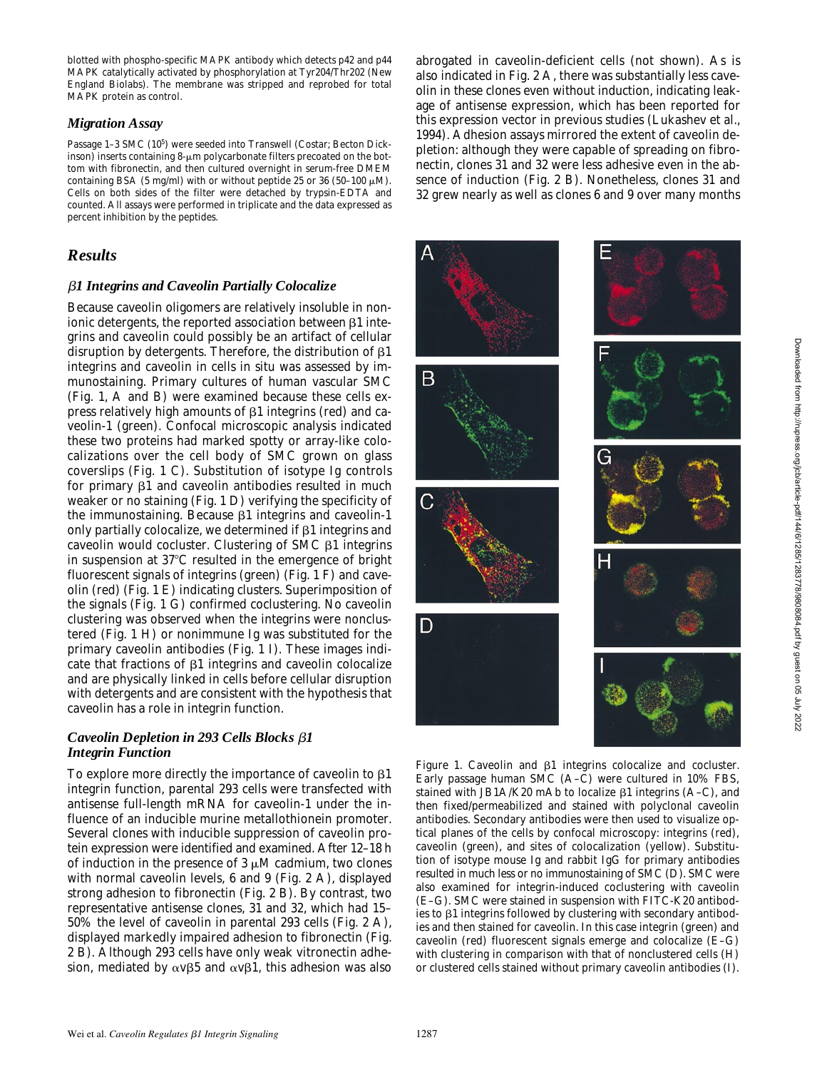blotted with phospho-specific MAPK antibody which detects p42 and p44 MAPK catalytically activated by phosphorylation at Tyr204/Thr202 (New England Biolabs). The membrane was stripped and reprobed for total MAPK protein as control.

### *Migration Assay*

Passage 1–3 SMC ($10^5$) were seeded into Transwell (Costar; Becton Dickinson) inserts containing 8-μm polycarbonate filters precoated on the bottom with fibronectin, and then cultured overnight in serum-free DMEM containing BSA (5 mg/ml) with or without peptide 25 or 36 (50–100 μM). Cells on both sides of the filter were detached by trypsin-EDTA and counted. All assays were performed in triplicate and the data expressed as percent inhibition by the peptides.

## *Results*

### *β1 Integrins and Caveolin Partially Colocalize*

Because caveolin oligomers are relatively insoluble in nonionic detergents, the reported association between β1 integrins and caveolin could possibly be an artifact of cellular disruption by detergents. Therefore, the distribution of β1 integrins and caveolin in cells in situ was assessed by immunostaining. Primary cultures of human vascular SMC (Fig. 1, A and B) were examined because these cells express relatively high amounts of β1 integrins (red) and caveolin-1 (green). Confocal microscopic analysis indicated these two proteins had marked spotty or array-like colocalizations over the cell body of SMC grown on glass coverslips (Fig. 1 C). Substitution of isotype Ig controls for primary β1 and caveolin antibodies resulted in much weaker or no staining (Fig. 1 D) verifying the specificity of the immunostaining. Because β1 integrins and caveolin-1 only partially colocalize, we determined if β1 integrins and caveolin would cocluster. Clustering of SMC β1 integrins in suspension at 37°C resulted in the emergence of bright fluorescent signals of integrins (green) (Fig. 1 F) and caveolin (red) (Fig. 1 E) indicating clusters. Superimposition of the signals (Fig. 1 G) confirmed coclustering. No caveolin clustering was observed when the integrins were nonclustered (Fig. 1 H) or nonimmune Ig was substituted for the primary caveolin antibodies (Fig. 1 I). These images indicate that fractions of β1 integrins and caveolin colocalize and are physically linked in cells before cellular disruption with detergents and are consistent with the hypothesis that caveolin has a role in integrin function.

### *Caveolin Depletion in 293 Cells Blocks β1 Integrin Function*

To explore more directly the importance of caveolin to β1 integrin function, parental 293 cells were transfected with antisense full-length mRNA for caveolin-1 under the influence of an inducible murine metallothionein promoter. Several clones with inducible suppression of caveolin protein expression were identified and examined. After 12–18 h of induction in the presence of 3 μM cadmium, two clones with normal caveolin levels, 6 and 9 (Fig. 2 A), displayed strong adhesion to fibronectin (Fig. 2 B). By contrast, two representative antisense clones, 31 and 32, which had 15–50% the level of caveolin in parental 293 cells (Fig. 2 A), displayed markedly impaired adhesion to fibronectin (Fig. 2 B). Although 293 cells have only weak vitronectin adhesion, mediated by αvβ5 and αvβ1, this adhesion was also abrogated in caveolin-deficient cells (not shown). As is also indicated in Fig. 2 A, there was substantially less caveolin in these clones even without induction, indicating leakage of antisense expression, which has been reported for this expression vector in previous studies (Lukashev et al., 1994). Adhesion assays mirrored the extent of caveolin depletion: although they were capable of spreading on fibronectin, clones 31 and 32 were less adhesive even in the absence of induction (Fig. 2 B). Nonetheless, clones 31 and 32 grew nearly as well as clones 6 and 9 over many months

Figure 1. Caveolin and β1 integrins colocalize and cocluster. Early passage human SMC (A–C) were cultured in 10% FBS, stained with JB1A/K20 mAb to localize β1 integrins (A–C), and then fixed/permeabilized and stained with polyclonal caveolin antibodies. Secondary antibodies were then used to visualize optical planes of the cells by confocal microscopy: integrins (red), caveolin (green), and sites of colocalization (yellow). Substitution of isotype mouse Ig and rabbit IgG for primary antibodies resulted in much less or no immunostaining of SMC (D). SMC were also examined for integrin-induced coclustering with caveolin (E–G). SMC were stained in suspension with FITC-K20 antibodies to β1 integrins followed by clustering with secondary antibodies and then stained for caveolin. In this case integrin (green) and caveolin (red) fluorescent signals emerge and colocalize (E–G) with clustering in comparison with that of nonclustered cells (H) or clustered cells stained without primary caveolin antibodies (I).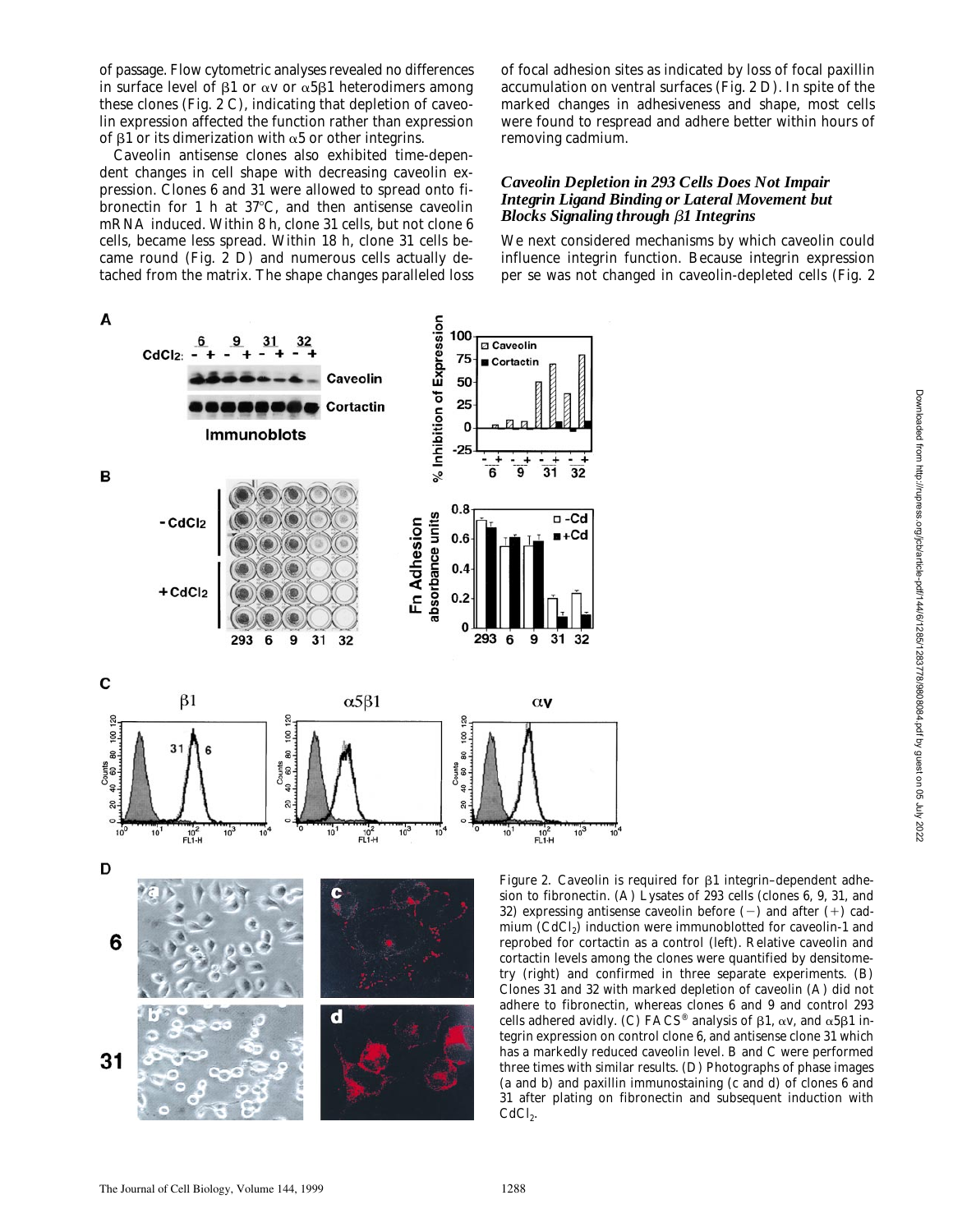of passage. Flow cytometric analyses revealed no differences in surface level of β1 or αv or α5β1 heterodimers among these clones (Fig. 2 C), indicating that depletion of caveolin expression affected the function rather than expression of β1 or its dimerization with α5 or other integrins.

Caveolin antisense clones also exhibited time-dependent changes in cell shape with decreasing caveolin expression. Clones 6 and 31 were allowed to spread onto fibronectin for 1 h at 37°C, and then antisense caveolin mRNA induced. Within 8 h, clone 31 cells, but not clone 6 cells, became less spread. Within 18 h, clone 31 cells became round (Fig. 2 D) and numerous cells actually detached from the matrix. The shape changes paralleled loss of focal adhesion sites as indicated by loss of focal paxillin accumulation on ventral surfaces (Fig. 2 D). In spite of the marked changes in adhesiveness and shape, most cells were found to respread and adhere better within hours of removing cadmium.

### *Caveolin Depletion in 293 Cells Does Not Impair Integrin Ligand Binding or Lateral Movement but Blocks Signaling through β1 Integrins*

We next considered mechanisms by which caveolin could influence integrin function. Because integrin expression per se was not changed in caveolin-depleted cells (Fig. 2

Figure 2. Caveolin is required for β1 integrin–dependent adhesion to fibronectin. (A) Lysates of 293 cells (clones 6, 9, 31, and 32) expressing antisense caveolin before (−) and after (+) cadmium ($CdCl_2$) induction were immunoblotted for caveolin-1 and reprobed for cortactin as a control (left). Relative caveolin and cortactin levels among the clones were quantified by densitometry (right) and confirmed in three separate experiments. (B) Clones 31 and 32 with marked depletion of caveolin (A) did not adhere to fibronectin, whereas clones 6 and 9 and control 293 cells adhered avidly. (C) FACS® analysis of β1, αv, and α5β1 integrin expression on control clone 6, and antisense clone 31 which has a markedly reduced caveolin level. B and C were performed three times with similar results. (D) Photographs of phase images (a and b) and paxillin immunostaining (c and d) of clones 6 and 31 after plating on fibronectin and subsequent induction with $CdCl_2$.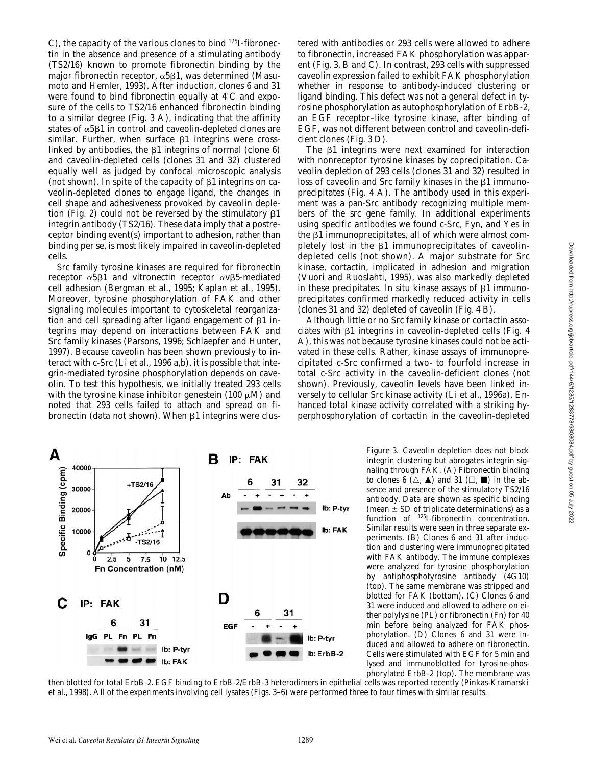C), the capacity of the various clones to bind $^{125}$I-fibronectin in the absence and presence of a stimulating antibody (TS2/16) known to promote fibronectin binding by the major fibronectin receptor, $\alpha5\beta1$, was determined (Masumoto and Hemler, 1993). After induction, clones 6 and 31 were found to bind fibronectin equally at 4°C and exposure of the cells to TS2/16 enhanced fibronectin binding to a similar degree (Fig. 3 A), indicating that the affinity states of $\alpha5\beta1$ in control and caveolin-depleted clones are similar. Further, when surface $\beta1$ integrins were cross-linked by antibodies, the $\beta1$ integrins of normal (clone 6) and caveolin-depleted cells (clones 31 and 32) clustered equally well as judged by confocal microscopic analysis (not shown). In spite of the capacity of $\beta1$ integrins on caveolin-depleted clones to engage ligand, the changes in cell shape and adhesiveness provoked by caveolin depletion (Fig. 2) could not be reversed by the stimulatory $\beta1$ integrin antibody (TS2/16). These data imply that a postreceptor binding event(s) important to adhesion, rather than binding per se, is most likely impaired in caveolin-depleted cells.

Src family tyrosine kinases are required for fibronectin receptor $\alpha5\beta1$ and vitronectin receptor $\alpha v\beta5$-mediated cell adhesion (Bergman et al., 1995; Kaplan et al., 1995). Moreover, tyrosine phosphorylation of FAK and other signaling molecules important to cytoskeletal reorganization and cell spreading after ligand engagement of $\beta1$ integrins may depend on interactions between FAK and Src family kinases (Parsons, 1996; Schlaepfer and Hunter, 1997). Because caveolin has been shown previously to interact with c-Src (Li et al., 1996 a,b), it is possible that integrin-mediated tyrosine phosphorylation depends on caveolin. To test this hypothesis, we initially treated 293 cells with the tyrosine kinase inhibitor genestein (100 μM) and noted that 293 cells failed to attach and spread on fibronectin (data not shown). When $\beta1$ integrins were clustered with antibodies or 293 cells were allowed to adhere to fibronectin, increased FAK phosphorylation was apparent (Fig. 3, B and C). In contrast, 293 cells with suppressed caveolin expression failed to exhibit FAK phosphorylation whether in response to antibody-induced clustering or ligand binding. This defect was not a general defect in tyrosine phosphorylation as autophosphorylation of ErbB-2, an EGF receptor–like tyrosine kinase, after binding of EGF, was not different between control and caveolin-deficient clones (Fig. 3 D).

The $\beta1$ integrins were next examined for interaction with nonreceptor tyrosine kinases by coprecipitation. Caveolin depletion of 293 cells (clones 31 and 32) resulted in loss of caveolin and Src family kinases in the $\beta1$ immunoprecipitates (Fig. 4 A). The antibody used in this experiment was a pan-Src antibody recognizing multiple members of the src gene family. In additional experiments using specific antibodies we found c-Src, Fyn, and Yes in the $\beta1$ immunoprecipitates, all of which were almost completely lost in the $\beta1$ immunoprecipitates of caveolin-depleted cells (not shown). A major substrate for Src kinase, cortactin, implicated in adhesion and migration (Vuori and Ruoslahti, 1995), was also markedly depleted in these precipitates. In situ kinase assays of $\beta1$ immunoprecipitates confirmed markedly reduced activity in cells (clones 31 and 32) depleted of caveolin (Fig. 4 B).

Although little or no Src family kinase or cortactin associates with $\beta1$ integrins in caveolin-depleted cells (Fig. 4 A), this was not because tyrosine kinases could not be activated in these cells. Rather, kinase assays of immunoprecipitated c-Src confirmed a two- to fourfold increase in total c-Src activity in the caveolin-deficient clones (not shown). Previously, caveolin levels have been linked inversely to cellular Src kinase activity (Li et al., 1996a). Enhanced total kinase activity correlated with a striking hyperphosphorylation of cortactin in the caveolin-depleted

Figure 3. Caveolin depletion does not block integrin clustering but abrogates integrin signaling through FAK. (A) Fibronectin binding to clones 6 (△, ▲) and 31 (□, ■) in the absence and presence of the stimulatory TS2/16 antibody. Data are shown as specific binding (mean ± SD of triplicate determinations) as a function of $^{125}$I-fibronectin concentration. Similar results were seen in three separate experiments. (B) Clones 6 and 31 after induction and clustering were immunoprecipitated with FAK antibody. The immune complexes were analyzed for tyrosine phosphorylation by antiphosphotyrosine antibody (4G10) (top). The same membrane was stripped and blotted for FAK (bottom). (C) Clones 6 and 31 were induced and allowed to adhere on either polylysine (PL) or fibronectin (Fn) for 40 min before being analyzed for FAK phosphorylation. (D) Clones 6 and 31 were induced and allowed to adhere on fibronectin. Cells were stimulated with EGF for 5 min and lysed and immunoblotted for tyrosine-phosphorylated ErbB-2 (top). The membrane was then blotted for total ErbB-2. EGF binding to ErbB-2/ErbB-3 heterodimers in epithelial cells was reported recently (Pinkas-Kramarski et al., 1998). All of the experiments involving cell lysates (Figs. 3–6) were performed three to four times with similar results.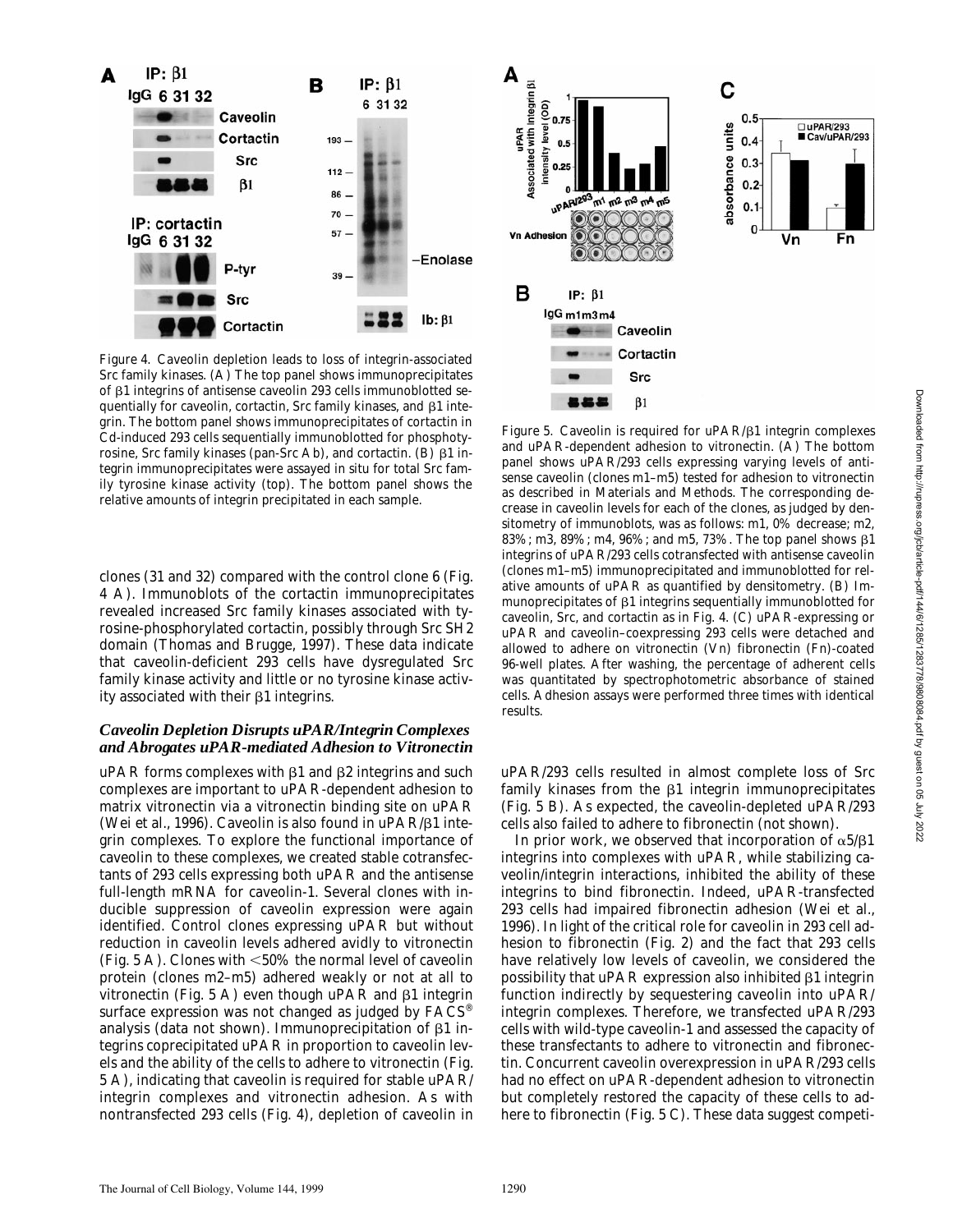Figure 4. Caveolin depletion leads to loss of integrin-associated Src family kinases. (A) The top panel shows immunoprecipitates of β1 integrins of antisense caveolin 293 cells immunoblotted sequentially for caveolin, cortactin, Src family kinases, and β1 integrin. The bottom panel shows immunoprecipitates of cortactin in Cd-induced 293 cells sequentially immunoblotted for phosphotyrosine, Src family kinases (pan-Src Ab), and cortactin. (B) β1 integrin immunoprecipitates were assayed in situ for total Src family tyrosine kinase activity (top). The bottom panel shows the relative amounts of integrin precipitated in each sample.

Figure 5. Caveolin is required for uPAR/β1 integrin complexes and uPAR-dependent adhesion to vitronectin. (A) The bottom panel shows uPAR/293 cells expressing varying levels of antisense caveolin (clones m1–m5) tested for adhesion to vitronectin as described in Materials and Methods. The corresponding decrease in caveolin levels for each of the clones, as judged by densitometry of immunoblots, was as follows: m1, 0% decrease; m2, 83%; m3, 89%; m4, 96%; and m5, 73%. The top panel shows β1 integrins of uPAR/293 cells cotransfected with antisense caveolin (clones m1–m5) immunoprecipitated and immunoblotted for relative amounts of uPAR as quantified by densitometry. (B) Immunoprecipitates of β1 integrins sequentially immunoblotted for caveolin, Src, and cortactin as in Fig. 4. (C) uPAR-expressing or uPAR and caveolin–coexpressing 293 cells were detached and allowed to adhere on vitronectin (Vn) fibronectin (Fn)-coated 96-well plates. After washing, the percentage of adherent cells was quantitated by spectrophotometric absorbance of stained cells. Adhesion assays were performed three times with identical results.

clones (31 and 32) compared with the control clone 6 (Fig. 4 A). Immunoblots of the cortactin immunoprecipitates revealed increased Src family kinases associated with tyrosine-phosphorylated cortactin, possibly through Src SH2 domain (Thomas and Brugge, 1997). These data indicate that caveolin-deficient 293 cells have dysregulated Src family kinase activity and little or no tyrosine kinase activity associated with their β1 integrins.

### *Caveolin Depletion Disrupts uPAR/Integrin Complexes and Abrogates uPAR-mediated Adhesion to Vitronectin*

uPAR forms complexes with β1 and β2 integrins and such complexes are important to uPAR-dependent adhesion to matrix vitronectin via a vitronectin binding site on uPAR (Wei et al., 1996). Caveolin is also found in uPAR/β1 integrin complexes. To explore the functional importance of caveolin to these complexes, we created stable cotransfectants of 293 cells expressing both uPAR and the antisense full-length mRNA for caveolin-1. Several clones with inducible suppression of caveolin expression were again identified. Control clones expressing uPAR but without reduction in caveolin levels adhered avidly to vitronectin (Fig. 5 A). Clones with <50% the normal level of caveolin protein (clones m2–m5) adhered weakly or not at all to vitronectin (Fig. 5 A) even though uPAR and β1 integrin surface expression was not changed as judged by FACS® analysis (data not shown). Immunoprecipitation of β1 integrins coprecipitated uPAR in proportion to caveolin levels and the ability of the cells to adhere to vitronectin (Fig. 5 A), indicating that caveolin is required for stable uPAR/integrin complexes and vitronectin adhesion. As with nontransfected 293 cells (Fig. 4), depletion of caveolin in uPAR/293 cells resulted in almost complete loss of Src family kinases from the β1 integrin immunoprecipitates (Fig. 5 B). As expected, the caveolin-depleted uPAR/293 cells also failed to adhere to fibronectin (not shown).

In prior work, we observed that incorporation of α5/β1 integrins into complexes with uPAR, while stabilizing caveolin/integrin interactions, inhibited the ability of these integrins to bind fibronectin. Indeed, uPAR-transfected 293 cells had impaired fibronectin adhesion (Wei et al., 1996). In light of the critical role for caveolin in 293 cell adhesion to fibronectin (Fig. 2) and the fact that 293 cells have relatively low levels of caveolin, we considered the possibility that uPAR expression also inhibited β1 integrin function indirectly by sequestering caveolin into uPAR/integrin complexes. Therefore, we transfected uPAR/293 cells with wild-type caveolin-1 and assessed the capacity of these transfectants to adhere to vitronectin and fibronectin. Concurrent caveolin overexpression in uPAR/293 cells had no effect on uPAR-dependent adhesion to vitronectin but completely restored the capacity of these cells to adhere to fibronectin (Fig. 5 C). These data suggest competi-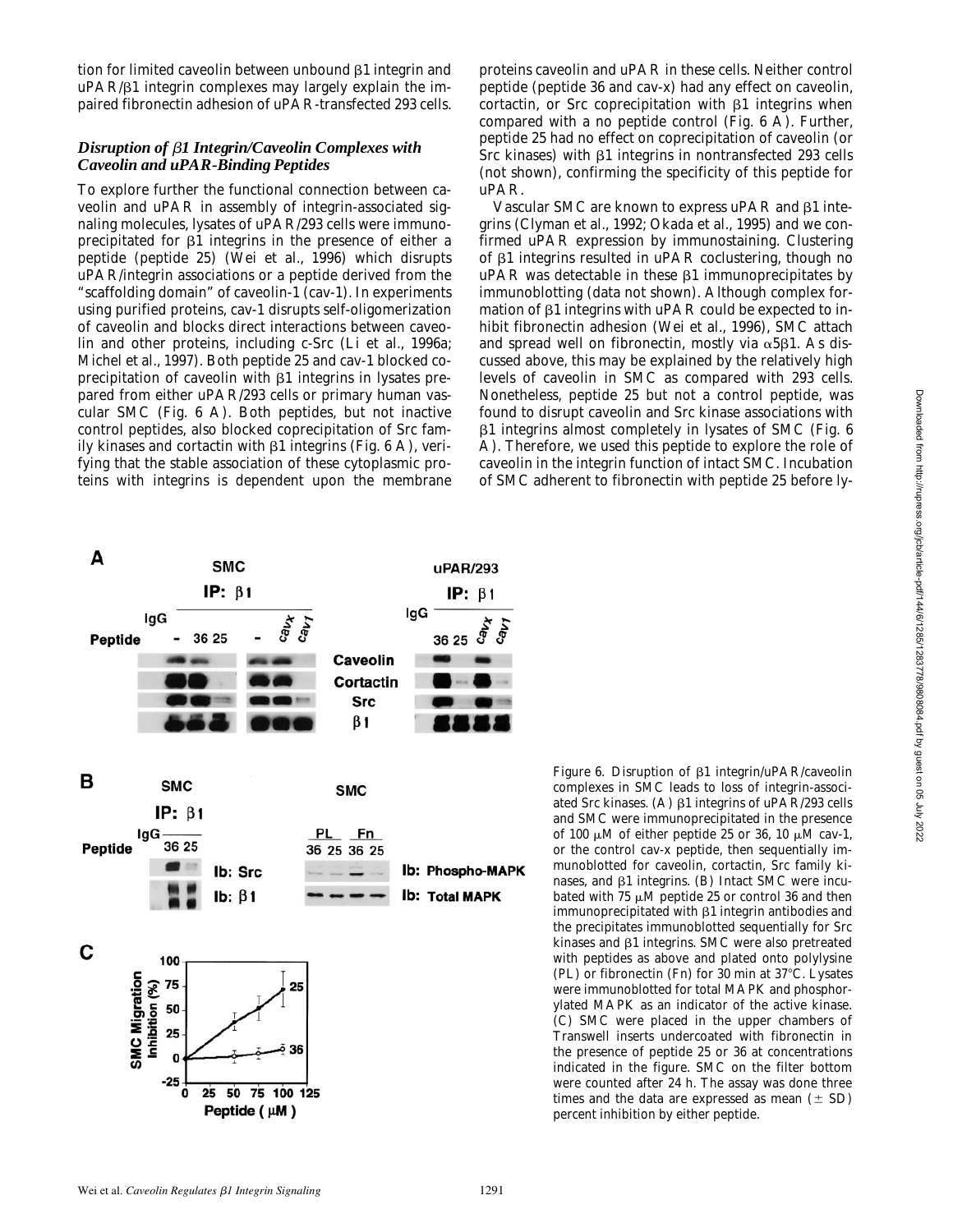tion for limited caveolin between unbound β1 integrin and uPAR/β1 integrin complexes may largely explain the impaired fibronectin adhesion of uPAR-transfected 293 cells.

### *Disruption of β1 Integrin/Caveolin Complexes with Caveolin and uPAR-Binding Peptides*

To explore further the functional connection between caveolin and uPAR in assembly of integrin-associated signaling molecules, lysates of uPAR/293 cells were immunoprecipitated for β1 integrins in the presence of either a peptide (peptide 25) (Wei et al., 1996) which disrupts uPAR/integrin associations or a peptide derived from the "scaffolding domain" of caveolin-1 (cav-1). In experiments using purified proteins, cav-1 disrupts self-oligomerization of caveolin and blocks direct interactions between caveolin and other proteins, including c-Src (Li et al., 1996a; Michel et al., 1997). Both peptide 25 and cav-1 blocked coprecipitation of caveolin with β1 integrins in lysates prepared from either uPAR/293 cells or primary human vascular SMC (Fig. 6 A). Both peptides, but not inactive control peptides, also blocked coprecipitation of Src family kinases and cortactin with β1 integrins (Fig. 6 A), verifying that the stable association of these cytoplasmic proteins with integrins is dependent upon the membrane proteins caveolin and uPAR in these cells. Neither control peptide (peptide 36 and cav-x) had any effect on caveolin, cortactin, or Src coprecipitation with β1 integrins when compared with a no peptide control (Fig. 6 A). Further, peptide 25 had no effect on coprecipitation of caveolin (or Src kinases) with β1 integrins in nontransfected 293 cells (not shown), confirming the specificity of this peptide for uPAR.

Vascular SMC are known to express uPAR and β1 integrins (Clyman et al., 1992; Okada et al., 1995) and we confirmed uPAR expression by immunostaining. Clustering of β1 integrins resulted in uPAR coclustering, though no uPAR was detectable in these β1 immunoprecipitates by immunoblotting (data not shown). Although complex formation of β1 integrins with uPAR could be expected to inhibit fibronectin adhesion (Wei et al., 1996), SMC attach and spread well on fibronectin, mostly via α5β1. As discussed above, this may be explained by the relatively high levels of caveolin in SMC as compared with 293 cells. Nonetheless, peptide 25 but not a control peptide, was found to disrupt caveolin and Src kinase associations with β1 integrins almost completely in lysates of SMC (Fig. 6 A). Therefore, we used this peptide to explore the role of caveolin in the integrin function of intact SMC. Incubation of SMC adherent to fibronectin with peptide 25 before ly-

Figure 6. Disruption of β1 integrin/uPAR/caveolin complexes in SMC leads to loss of integrin-associated Src kinases. (A) β1 integrins of uPAR/293 cells and SMC were immunoprecipitated in the presence of 100 μM of either peptide 25 or 36, 10 μM cav-1, or the control cav-x peptide, then sequentially immunoblotted for caveolin, cortactin, Src family kinases, and β1 integrins. (B) Intact SMC were incubated with 75 μM peptide 25 or control 36 and then immunoprecipitated with β1 integrin antibodies and the precipitates immunoblotted sequentially for Src kinases and β1 integrins. SMC were also pretreated with peptides as above and plated onto polylysine (PL) or fibronectin (Fn) for 30 min at 37°C. Lysates were immunoblotted for total MAPK and phosphorylated MAPK as an indicator of the active kinase. (C) SMC were placed in the upper chambers of Transwell inserts undercoated with fibronectin in the presence of peptide 25 or 36 at concentrations indicated in the figure. SMC on the filter bottom were counted after 24 h. The assay was done three times and the data are expressed as mean (± SD) percent inhibition by either peptide.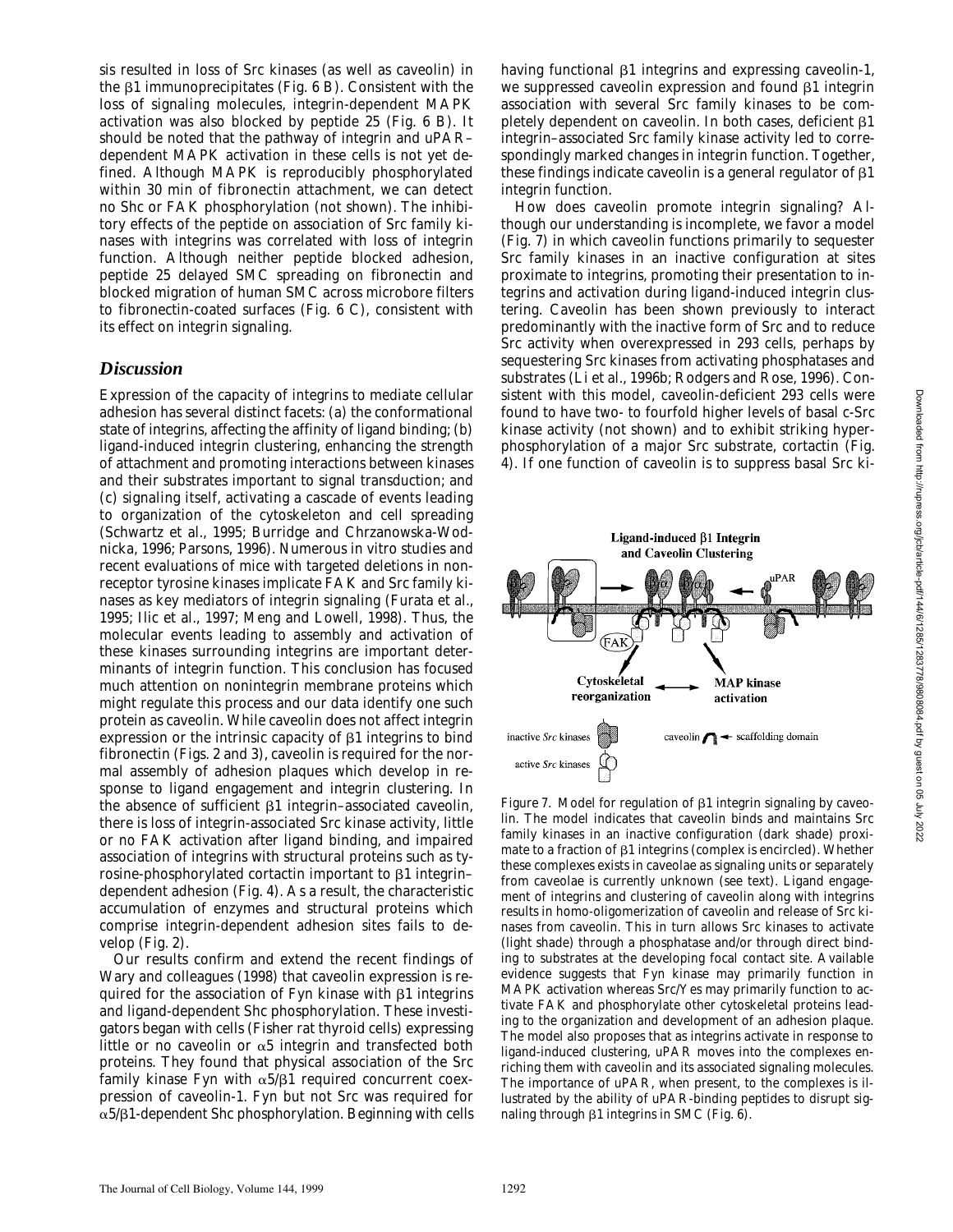sis resulted in loss of Src kinases (as well as caveolin) in the β1 immunoprecipitates (Fig. 6 B). Consistent with the loss of signaling molecules, integrin-dependent MAPK activation was also blocked by peptide 25 (Fig. 6 B). It should be noted that the pathway of integrin and uPAR–dependent MAPK activation in these cells is not yet defined. Although MAPK is reproducibly phosphorylated within 30 min of fibronectin attachment, we can detect no Shc or FAK phosphorylation (not shown). The inhibitory effects of the peptide on association of Src family kinases with integrins was correlated with loss of integrin function. Although neither peptide blocked adhesion, peptide 25 delayed SMC spreading on fibronectin and blocked migration of human SMC across microbore filters to fibronectin-coated surfaces (Fig. 6 C), consistent with its effect on integrin signaling.

## Discussion

Expression of the capacity of integrins to mediate cellular adhesion has several distinct facets: (a) the conformational state of integrins, affecting the affinity of ligand binding; (b) ligand-induced integrin clustering, enhancing the strength of attachment and promoting interactions between kinases and their substrates important to signal transduction; and (c) signaling itself, activating a cascade of events leading to organization of the cytoskeleton and cell spreading (Schwartz et al., 1995; Burridge and Chrzanowska-Wodnicka, 1996; Parsons, 1996). Numerous in vitro studies and recent evaluations of mice with targeted deletions in nonreceptor tyrosine kinases implicate FAK and Src family kinases as key mediators of integrin signaling (Furata et al., 1995; Ilic et al., 1997; Meng and Lowell, 1998). Thus, the molecular events leading to assembly and activation of these kinases surrounding integrins are important determinants of integrin function. This conclusion has focused much attention on nonintegrin membrane proteins which might regulate this process and our data identify one such protein as caveolin. While caveolin does not affect integrin expression or the intrinsic capacity of β1 integrins to bind fibronectin (Figs. 2 and 3), caveolin is required for the normal assembly of adhesion plaques which develop in response to ligand engagement and integrin clustering. In the absence of sufficient β1 integrin–associated caveolin, there is loss of integrin-associated Src kinase activity, little or no FAK activation after ligand binding, and impaired association of integrins with structural proteins such as tyrosine-phosphorylated cortactin important to β1 integrin–dependent adhesion (Fig. 4). As a result, the characteristic accumulation of enzymes and structural proteins which comprise integrin-dependent adhesion sites fails to develop (Fig. 2).

Our results confirm and extend the recent findings of Wary and colleagues (1998) that caveolin expression is required for the association of Fyn kinase with β1 integrins and ligand-dependent Shc phosphorylation. These investigators began with cells (Fisher rat thyroid cells) expressing little or no caveolin or α5 integrin and transfected both proteins. They found that physical association of the Src family kinase Fyn with α5/β1 required concurrent coexpression of caveolin-1. Fyn but not Src was required for α5/β1-dependent Shc phosphorylation. Beginning with cells having functional β1 integrins and expressing caveolin-1, we suppressed caveolin expression and found β1 integrin association with several Src family kinases to be completely dependent on caveolin. In both cases, deficient β1 integrin–associated Src family kinase activity led to correspondingly marked changes in integrin function. Together, these findings indicate caveolin is a general regulator of β1 integrin function.

How does caveolin promote integrin signaling? Although our understanding is incomplete, we favor a model (Fig. 7) in which caveolin functions primarily to sequester Src family kinases in an inactive configuration at sites proximate to integrins, promoting their presentation to integrins and activation during ligand-induced integrin clustering. Caveolin has been shown previously to interact predominantly with the inactive form of Src and to reduce Src activity when overexpressed in 293 cells, perhaps by sequestering Src kinases from activating phosphatases and substrates (Li et al., 1996b; Rodgers and Rose, 1996). Consistent with this model, caveolin-deficient 293 cells were found to have two- to fourfold higher levels of basal c-Src kinase activity (not shown) and to exhibit striking hyperphosphorylation of a major Src substrate, cortactin (Fig. 4). If one function of caveolin is to suppress basal Src ki-

Figure 7. Model for regulation of β1 integrin signaling by caveolin. The model indicates that caveolin binds and maintains Src family kinases in an inactive configuration (dark shade) proximate to a fraction of β1 integrins (complex is encircled). Whether these complexes exists in caveolae as signaling units or separately from caveolae is currently unknown (see text). Ligand engagement of integrins and clustering of caveolin along with integrins results in homo-oligomerization of caveolin and release of Src kinases from caveolin. This in turn allows Src kinases to activate (light shade) through a phosphatase and/or through direct binding to substrates at the developing focal contact site. Available evidence suggests that Fyn kinase may primarily function in MAPK activation whereas Src/Yes may primarily function to activate FAK and phosphorylate other cytoskeletal proteins leading to the organization and development of an adhesion plaque. The model also proposes that as integrins activate in response to ligand-induced clustering, uPAR moves into the complexes enriching them with caveolin and its associated signaling molecules. The importance of uPAR, when present, to the complexes is illustrated by the ability of uPAR-binding peptides to disrupt signaling through β1 integrins in SMC (Fig. 6).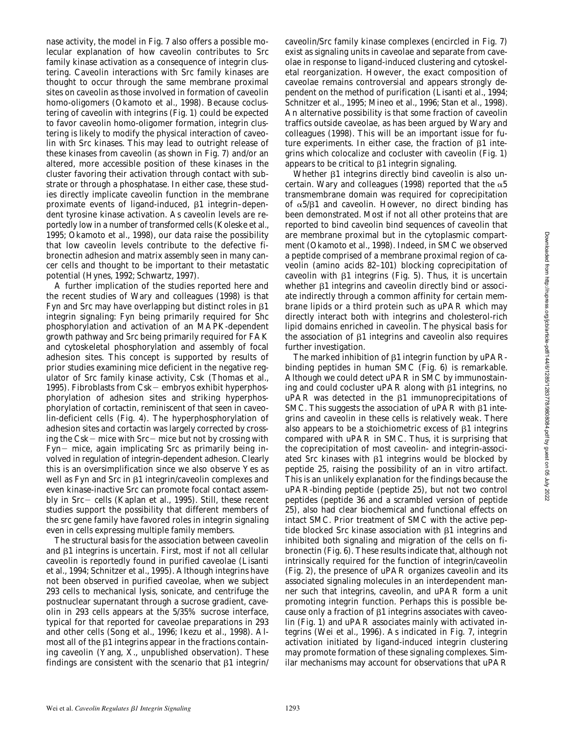nase activity, the model in Fig. 7 also offers a possible molecular explanation of how caveolin contributes to Src family kinase activation as a consequence of integrin clustering. Caveolin interactions with Src family kinases are thought to occur through the same membrane proximal sites on caveolin as those involved in formation of caveolin homo-oligomers (Okamoto et al., 1998). Because coclustering of caveolin with integrins (Fig. 1) could be expected to favor caveolin homo-oligomer formation, integrin clustering is likely to modify the physical interaction of caveolin with Src kinases. This may lead to outright release of these kinases from caveolin (as shown in Fig. 7) and/or an altered, more accessible position of these kinases in the cluster favoring their activation through contact with substrate or through a phosphatase. In either case, these studies directly implicate caveolin function in the membrane proximate events of ligand-induced, β1 integrin–dependent tyrosine kinase activation. As caveolin levels are reportedly low in a number of transformed cells (Koleske et al., 1995; Okamoto et al., 1998), our data raise the possibility that low caveolin levels contribute to the defective fibronectin adhesion and matrix assembly seen in many cancer cells and thought to be important to their metastatic potential (Hynes, 1992; Schwartz, 1997).

A further implication of the studies reported here and the recent studies of Wary and colleagues (1998) is that Fyn and Src may have overlapping but distinct roles in β1 integrin signaling: Fyn being primarily required for Shc phosphorylation and activation of an MAPK-dependent growth pathway and Src being primarily required for FAK and cytoskeletal phosphorylation and assembly of focal adhesion sites. This concept is supported by results of prior studies examining mice deficient in the negative regulator of Src family kinase activity, Csk (Thomas et al., 1995). Fibroblasts from Csk− embryos exhibit hyperphosphorylation of adhesion sites and striking hyperphosphorylation of cortactin, reminiscent of that seen in caveolin-deficient cells (Fig. 4). The hyperphosphorylation of adhesion sites and cortactin was largely corrected by crossing the Csk− mice with Src− mice but not by crossing with Fyn− mice, again implicating Src as primarily being involved in regulation of integrin-dependent adhesion. Clearly this is an oversimplification since we also observe Yes as well as Fyn and Src in β1 integrin/caveolin complexes and even kinase-inactive Src can promote focal contact assembly in Src− cells (Kaplan et al., 1995). Still, these recent studies support the possibility that different members of the src gene family have favored roles in integrin signaling even in cells expressing multiple family members.

The structural basis for the association between caveolin and β1 integrins is uncertain. First, most if not all cellular caveolin is reportedly found in purified caveolae (Lisanti et al., 1994; Schnitzer et al., 1995). Although integrins have not been observed in purified caveolae, when we subject 293 cells to mechanical lysis, sonicate, and centrifuge the postnuclear supernatant through a sucrose gradient, caveolin in 293 cells appears at the 5/35% sucrose interface, typical for that reported for caveolae preparations in 293 and other cells (Song et al., 1996; Ikezu et al., 1998). Almost all of the β1 integrins appear in the fractions containing caveolin (Yang, X., unpublished observation). These findings are consistent with the scenario that β1 integrin/caveolin/Src family kinase complexes (encircled in Fig. 7) exist as signaling units in caveolae and separate from caveolae in response to ligand-induced clustering and cytoskeletal reorganization. However, the exact composition of caveolae remains controversial and appears strongly dependent on the method of purification (Lisanti et al., 1994; Schnitzer et al., 1995; Mineo et al., 1996; Stan et al., 1998). An alternative possibility is that some fraction of caveolin traffics outside caveolae, as has been argued by Wary and colleagues (1998). This will be an important issue for future experiments. In either case, the fraction of β1 integrins which colocalize and cocluster with caveolin (Fig. 1) appears to be critical to β1 integrin signaling.

Whether β1 integrins directly bind caveolin is also uncertain. Wary and colleagues (1998) reported that the α5 transmembrane domain was required for coprecipitation of α5/β1 and caveolin. However, no direct binding has been demonstrated. Most if not all other proteins that are reported to bind caveolin bind sequences of caveolin that are membrane proximal but in the cytoplasmic compartment (Okamoto et al., 1998). Indeed, in SMC we observed a peptide comprised of a membrane proximal region of caveolin (amino acids 82–101) blocking coprecipitation of caveolin with β1 integrins (Fig. 5). Thus, it is uncertain whether β1 integrins and caveolin directly bind or associate indirectly through a common affinity for certain membrane lipids or a third protein such as uPAR which may directly interact both with integrins and cholesterol-rich lipid domains enriched in caveolin. The physical basis for the association of β1 integrins and caveolin also requires further investigation.

The marked inhibition of β1 integrin function by uPAR-binding peptides in human SMC (Fig. 6) is remarkable. Although we could detect uPAR in SMC by immunostaining and could cocluster uPAR along with β1 integrins, no uPAR was detected in the β1 immunoprecipitations of SMC. This suggests the association of uPAR with β1 integrins and caveolin in these cells is relatively weak. There also appears to be a stoichiometric excess of β1 integrins compared with uPAR in SMC. Thus, it is surprising that the coprecipitation of most caveolin- and integrin-associated Src kinases with β1 integrins would be blocked by peptide 25, raising the possibility of an in vitro artifact. This is an unlikely explanation for the findings because the uPAR-binding peptide (peptide 25), but not two control peptides (peptide 36 and a scrambled version of peptide 25), also had clear biochemical and functional effects on intact SMC. Prior treatment of SMC with the active peptide blocked Src kinase association with β1 integrins and inhibited both signaling and migration of the cells on fibronectin (Fig. 6). These results indicate that, although not intrinsically required for the function of integrin/caveolin (Fig. 2), the presence of uPAR organizes caveolin and its associated signaling molecules in an interdependent manner such that integrins, caveolin, and uPAR form a unit promoting integrin function. Perhaps this is possible because only a fraction of β1 integrins associates with caveolin (Fig. 1) and uPAR associates mainly with activated integrins (Wei et al., 1996). As indicated in Fig. 7, integrin activation initiated by ligand-induced integrin clustering may promote formation of these signaling complexes. Similar mechanisms may account for observations that uPAR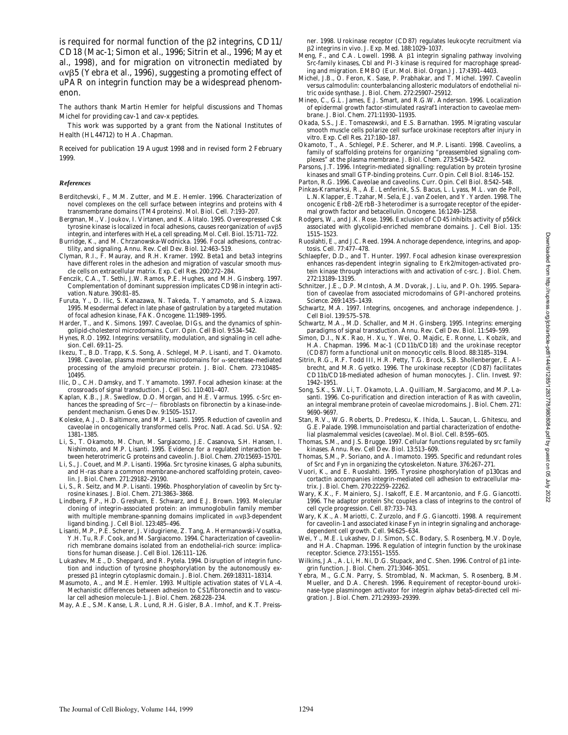is required for normal function of the β2 integrins, CD11/CD18 (Mac-1; Simon et al., 1996; Sitrin et al., 1996; May et al., 1998), and for migration on vitronectin mediated by αvβ5 (Yebra et al., 1996), suggesting a promoting effect of uPAR on integrin function may be a widespread phenomenon.

The authors thank Martin Hemler for helpful discussions and Thomas Michel for providing cav-1 and cav-x peptides.

This work was supported by a grant from the National Institutes of Health (HL44712) to H.A. Chapman.

Received for publication 19 August 1998 and in revised form 2 February 1999.

### *References*

Berditchevski, F., M.M. Zutter, and M.E. Hemler. 1996. Characterization of novel complexes on the cell surface between integrins and proteins with 4 transmembrane domains (TM4 proteins). *Mol. Biol. Cell.* 7:193–207.

Bergman, M., V. Joukov, I. Virtanen, and K. Alitalo. 1995. Overexpressed Csk tyrosine kinase is localized in focal adhesions, causes reorganization of αvβ5 integrin, and interferes with HeLa cell spreading. *Mol. Cell. Biol.* 15:711–722.

Burridge, K., and M. Chrzanowska-Wodnicka. 1996. Focal adhesions, contractility, and signaling. *Annu. Rev. Cell Dev. Biol.* 12:463–519.

Clyman, R.I., F. Mauray, and R.H. Kramer. 1992. Beta1 and beta3 integrins have different roles in the adhesion and migration of vascular smooth muscle cells on extracellular matrix. *Exp. Cell Res.* 200:272–284.

Fenczik, C.A., T. Sethi, J.W. Ramos, P.E. Hughes, and M.H. Ginsberg. 1997. Complementation of dominant suppression implicates CD98 in integrin activation. *Nature.* 390:81–85.

Furuta, Y., D. Ilic, S. Kanazawa, N. Takeda, T. Yamamoto, and S. Aizawa. 1995. Mesodermal defect in late phase of gastrulation by a targeted mutation of focal adhesion kinase, FAK. *Oncogene.* 11:1989–1995.

Harder, T., and K. Simons. 1997. Caveolae, DIGs, and the dynamics of sphingolipid-cholesterol microdomains. *Curr. Opin. Cell Biol.* 9:534–542.

Hynes, R.O. 1992. Integrins: versatility, modulation, and signaling in cell adhesion. *Cell.* 69:11–25.

Ikezu, T., B.D. Trapp, K.S. Song, A. Schlegel, M.P. Lisanti, and T. Okamoto. 1998. Caveolae, plasma membrane microdomains for α-secretase-mediated processing of the amyloid precursor protein. *J. Biol. Chem.* 273:10485–10495.

Ilic, D., C.H. Damsky, and T. Yamamoto. 1997. Focal adhesion kinase: at the crossroads of signal transduction. *J. Cell Sci.* 110:401–407.

Kaplan, K.B., J.R. Swedlow, D.O. Morgan, and H.E. Varmus. 1995. c-Src enhances the spreading of Src−/− fibroblasts on fibronectin by a kinase-independent mechanism. *Genes Dev.* 9:1505–1517.

Koleske, A.J., D. Baltimore, and M.P. Lisanti. 1995. Reduction of caveolin and caveolae in oncogenically transformed cells. *Proc. Natl. Acad. Sci. USA.* 92:1381–1385.

Li, S., T. Okamoto, M. Chun, M. Sargiacomo, J.E. Casanova, S.H. Hansen, I. Nishimoto, and M.P. Lisanti. 1995. Evidence for a regulated interaction between heterotrimeric G proteins and caveolin. *J. Biol. Chem.* 270:15693–15701.

Li, S., J. Couet, and M.P. Lisanti. 1996a. Src tyrosine kinases, G alpha subunits, and H-ras share a common membrane-anchored scaffolding protein, caveolin. *J. Biol. Chem.* 271:29182–29190.

Li, S., R. Seitz, and M.P. Lisanti. 1996b. Phosphorylation of caveolin by Src tyrosine kinases. *J. Biol. Chem.* 271:3863–3868.

Lindberg, F.P., H.D. Gresham, E. Schwarz, and E.J. Brown. 1993. Molecular cloning of integrin-associated protein: an immunoglobulin family member with multiple membrane-spanning domains implicated in αvβ3-dependent ligand binding. *J. Cell Biol.* 123:485–496.

Lisanti, M.P., P.E. Scherer, J. Vidugiriene, Z. Tang, A. Hermanowski-Vosatka, Y.H. Tu, R.F. Cook, and M. Sargiacomo. 1994. Characterization of caveolin-rich membrane domains isolated from an endothelial-rich source: implications for human disease. *J. Cell Biol.* 126:111–126.

Lukashev, M.E., D. Sheppard, and R. Pytela. 1994. Disruption of integrin function and induction of tyrosine phosphorylation by the autonomously expressed β1 integrin cytoplasmic domain. *J. Biol. Chem.* 269:18311–18314.

Masumoto, A., and M.E. Hemler. 1993. Multiple activation states of VLA-4. Mechanistic differences between adhesion to CS1/fibronectin and to vascular cell adhesion molecule-1. *J. Biol. Chem.* 268:228–234.

May, A.E., S.M. Kanse, L.R. Lund, R.H. Gisler, B.A. Imhof, and K.T. Preissner. 1998. Urokinase receptor (CD87) regulates leukocyte recruitment via β2 integrins in vivo. *J. Exp. Med.* 188:1029–1037.

Meng, F., and C.A. Lowell. 1998. A β1 integrin signaling pathway involving Src-family kinases, Cbl and PI-3 kinase is required for macrophage spreading and migration. *EMBO (Eur. Mol. Biol. Organ.) J.* 17:4391–4403.

Michel, J.B., O. Feron, K. Sase, P. Prabhakar, and T. Michel. 1997. Caveolin versus calmodulin: counterbalancing allosteric modulators of endothelial nitric oxide synthase. *J. Biol. Chem.* 272:25907–25912.

Mineo, C., G.L. James, E.J. Smart, and R.G.W. Anderson. 1996. Localization of epidermal growth factor-stimulated ras/raf1 interaction to caveolae membrane. *J. Biol. Chem.* 271:11930–11935.

Okada, S.S., J.E. Tomaszewski, and E.S. Barnathan. 1995. Migrating vascular smooth muscle cells polarize cell surface urokinase receptors after injury in vitro. *Exp. Cell Res.* 217:180–187.

Okamoto, T., A. Schlegel, P.E. Scherer, and M.P. Lisanti. 1998. Caveolins, a family of scaffolding proteins for organizing "preassembled signaling complexes" at the plasma membrane. *J. Biol. Chem.* 273:5419–5422.

Parsons, J.T. 1996. Integrin-mediated signalling: regulation by protein tyrosine kinases and small GTP-binding proteins. *Curr. Opin. Cell Biol.* 8:146–152.

Parton, R.G. 1996. Caveolae and caveolins. *Curr. Opin. Cell Biol.* 8:542–548.

Pinkas-Kramarski, R., A.E. Lenferink, S.S. Bacus, L. Lyass, M.L. van de Poll, L.N. Klapper, E. Tzahar, M. Sela, E.J. van Zoelen, and Y. Yarden. 1998. The oncogenic ErbB-2/ErbB-3 heterodimer is a surrogate receptor of the epidermal growth factor and betacellulin. *Oncogene.* 16:1249–1258.

Rodgers, W., and J.K. Rose. 1996. Exclusion of CD45 inhibits activity of p56lck associated with glycolipid-enriched membrane domains. *J. Cell Biol.* 135:1515–1523.

Ruoslahti, E., and J.C. Reed. 1994. Anchorage dependence, integrins, and apoptosis. *Cell.* 77:477–478.

Schlaepfer, D.D., and T. Hunter. 1997. Focal adhesion kinase overexpression enhances ras-dependent integrin signaling to Erk2/mitogen-activated protein kinase through interactions with and activation of c-src. *J. Biol. Chem.* 272:13189–13195.

Schnitzer, J.E., D.P. McIntosh, A.M. Dvorak, J. Liu, and P. Oh. 1995. Separation of caveolae from associated microdomains of GPI-anchored proteins. *Science.* 269:1435–1439.

Schwartz, M.A. 1997. Integrins, oncogenes, and anchorage independence. *J. Cell Biol.* 139:575–578.

Schwartz, M.A., M.D. Schaller, and M.H. Ginsberg. 1995. Integrins: emerging paradigms of signal transduction. *Annu. Rev. Cell Dev. Biol.* 11:549–599.

Simon, D.I., N.K. Rao, H. Xu, Y. Wei, O. Majdic, E. Ronne, L. Kobzik, and H.A. Chapman. 1996. Mac-1 (CD11b/CD18) and the urokinase receptor (CD87) form a functional unit on monocytic cells. *Blood.* 88:3185–3194.

Sitrin, R.G., R.F. Todd III, H.R. Petty, T.G. Brock, S.B. Shollenberger, E. Albrecht, and M.R. Gyetko. 1996. The urokinase receptor (CD87) facilitates CD11b/CD18-mediated adhesion of human monocytes. *J. Clin. Invest.* 97:1942–1951.

Song, S.K., S.W. Li, T. Okamoto, L.A. Quilliam, M. Sargiacomo, and M.P. Lasanti. 1996. Co-purification and direction interaction of Ras with caveolin, an integral membrane protein of caveolae microdomains. *J. Biol. Chem.* 271:9690–9697.

Stan, R.V., W.G. Roberts, D. Predescu, K. Ihida, L. Saucan, L. Ghitescu, and G.E. Palade. 1998. Immunoisolation and partial characterization of endothelial plasmalemmal vesicles (caveolae). *Mol. Biol. Cell.* 8:595–605.

Thomas, S.M., and J.S. Brugge. 1997. Cellular functions regulated by src family kinases. *Annu. Rev. Cell Dev. Biol.* 13:513–609.

Thomas, S.M., P. Soriano, and A. Imamoto. 1995. Specific and redundant roles of Src and Fyn in organizing the cytoskeleton. *Nature.* 376:267–271.

Vuori, K., and E. Ruoslahti. 1995. Tyrosine phosphorylation of p130cas and cortactin accompanies integrin-mediated cell adhesion to extracellular matrix. *J. Biol. Chem.* 270:22259–22262.

Wary, K.K., F. Mainiero, S.J. Isakoff, E.E. Marcantonio, and F.G. Giancotti. 1996. The adaptor protein Shc couples a class of integrins to the control of cell cycle progression. *Cell.* 87:733–743.

Wary, K.K., A. Mariotti, C. Zurzolo, and F.G. Giancotti. 1998. A requirement for caveolin-1 and associated kinase Fyn in integrin signaling and anchorage-dependent cell growth. *Cell.* 94:625–634.

Wei, Y., M.E. Lukashev, D.I. Simon, S.C. Bodary, S. Rosenberg, M.V. Doyle, and H.A. Chapman. 1996. Regulation of integrin function by the urokinase receptor. *Science.* 273:1551–1555.

Wilkins, J.A., A. Li, H. Ni, D.G. Stupack, and C. Shen. 1996. Control of β1 integrin function. *J. Biol. Chem.* 271:3046–3051.

Yebra, M., G.C.N. Parry, S. Stromblad, N. Mackman, S. Rosenberg, B.M. Mueller, and D.A. Cheresh. 1996. Requirement of receptor-bound urokinase-type plasminogen activator for integrin alphav beta5-directed cell migration. *J. Biol. Chem.* 271:29393–29399.